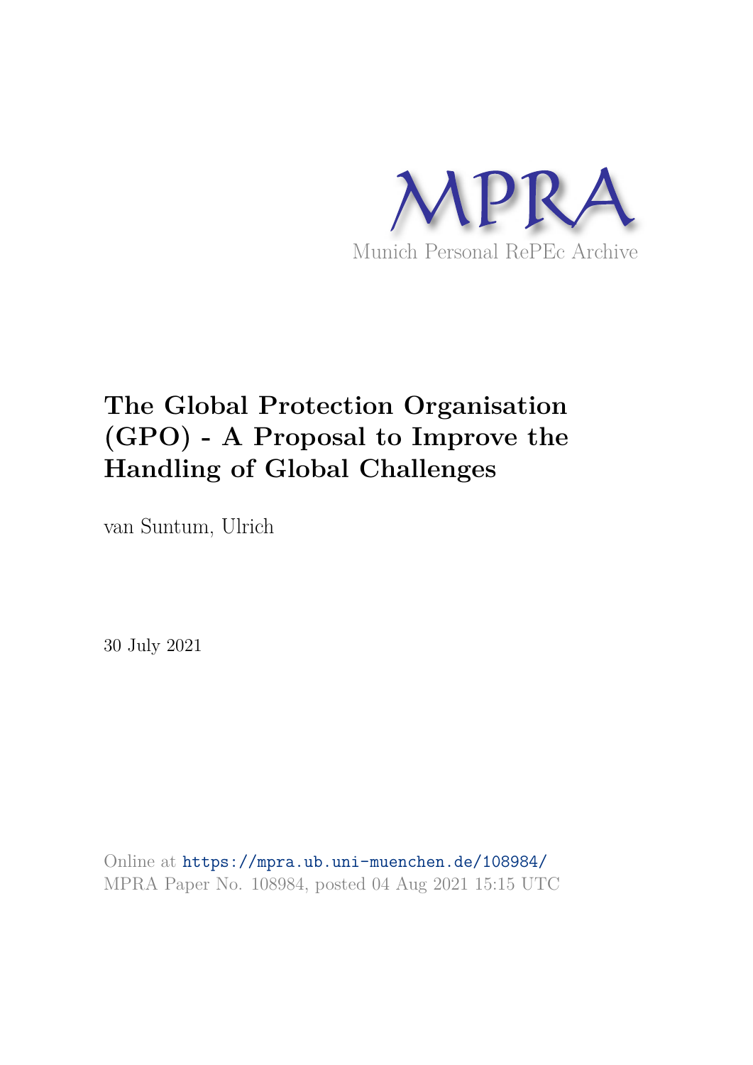MPRA

Munich Personal RePEc Archive

# The Global Protection Organisation (GPO) - A Proposal to Improve the Handling of Global Challenges

van Suntum, Ulrich

30 July 2021

Online at https://mpra.ub.uni-muenchen.de/108984/
MPRA Paper No. 108984, posted 04 Aug 2021 15:15 UTC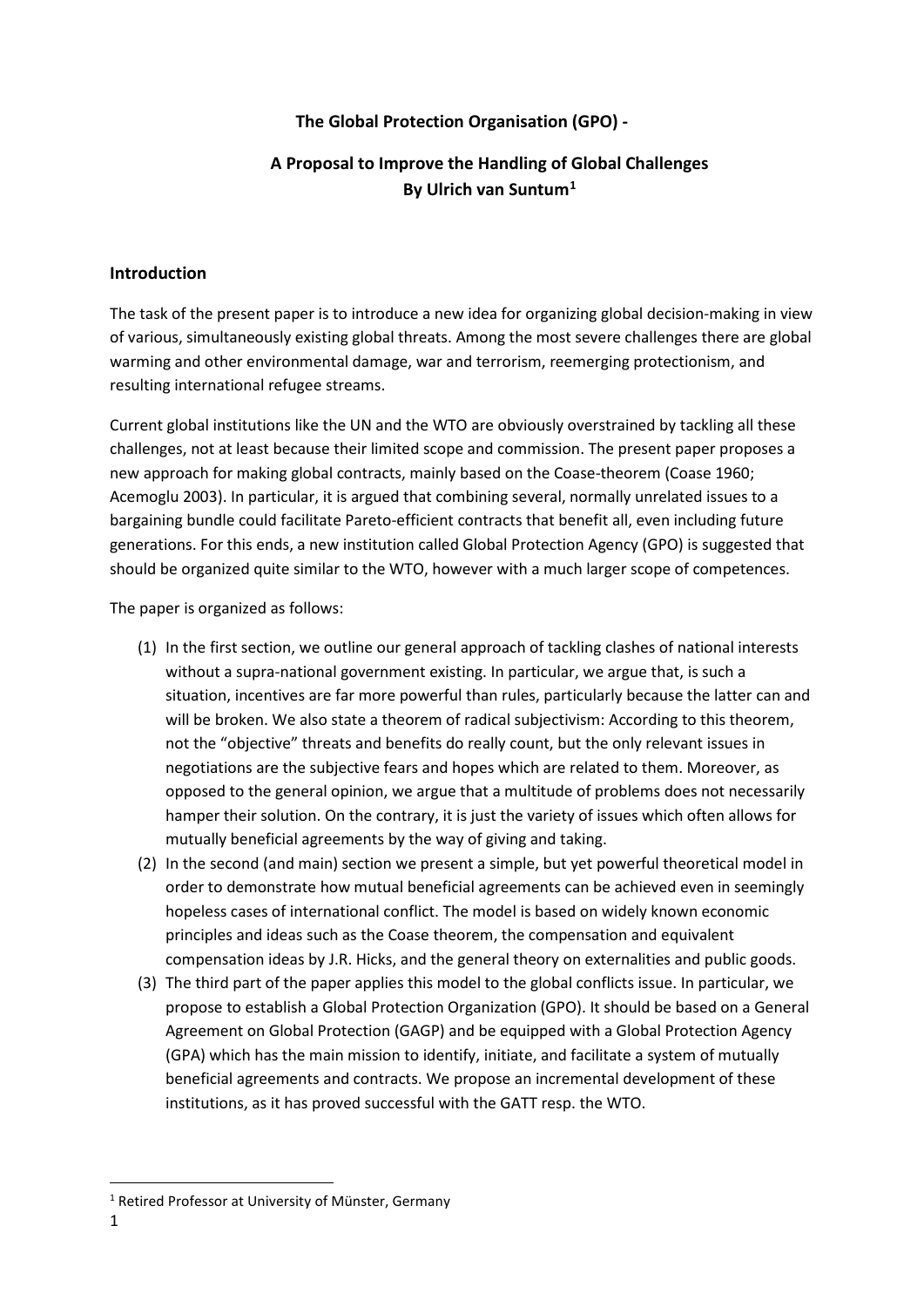**The Global Protection Organisation (GPO) -**

# A Proposal to Improve the Handling of Global Challenges

**By Ulrich van Suntum[1]**

## Introduction

The task of the present paper is to introduce a new idea for organizing global decision-making in view of various, simultaneously existing global threats. Among the most severe challenges there are global warming and other environmental damage, war and terrorism, reemerging protectionism, and resulting international refugee streams.

Current global institutions like the UN and the WTO are obviously overstrained by tackling all these challenges, not at least because their limited scope and commission. The present paper proposes a new approach for making global contracts, mainly based on the Coase-theorem (Coase 1960; Acemoglu 2003). In particular, it is argued that combining several, normally unrelated issues to a bargaining bundle could facilitate Pareto-efficient contracts that benefit all, even including future generations. For this ends, a new institution called Global Protection Agency (GPO) is suggested that should be organized quite similar to the WTO, however with a much larger scope of competences.

The paper is organized as follows:

1. In the first section, we outline our general approach of tackling clashes of national interests without a supra-national government existing. In particular, we argue that, is such a situation, incentives are far more powerful than rules, particularly because the latter can and will be broken. We also state a theorem of radical subjectivism: According to this theorem, not the "objective" threats and benefits do really count, but the only relevant issues in negotiations are the subjective fears and hopes which are related to them. Moreover, as opposed to the general opinion, we argue that a multitude of problems does not necessarily hamper their solution. On the contrary, it is just the variety of issues which often allows for mutually beneficial agreements by the way of giving and taking.
2. In the second (and main) section we present a simple, but yet powerful theoretical model in order to demonstrate how mutual beneficial agreements can be achieved even in seemingly hopeless cases of international conflict. The model is based on widely known economic principles and ideas such as the Coase theorem, the compensation and equivalent compensation ideas by J.R. Hicks, and the general theory on externalities and public goods.
3. The third part of the paper applies this model to the global conflicts issue. In particular, we propose to establish a Global Protection Organization (GPO). It should be based on a General Agreement on Global Protection (GAGP) and be equipped with a Global Protection Agency (GPA) which has the main mission to identify, initiate, and facilitate a system of mutually beneficial agreements and contracts. We propose an incremental development of these institutions, as it has proved successful with the GATT resp. the WTO.

---

[1] Retired Professor at University of Münster, Germany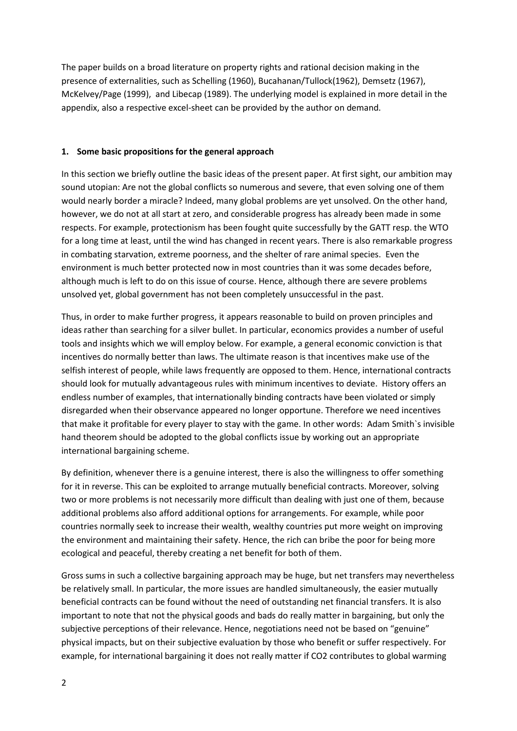The paper builds on a broad literature on property rights and rational decision making in the presence of externalities, such as Schelling (1960), Bucahanan/Tullock(1962), Demsetz (1967), McKelvey/Page (1999), and Libecap (1989). The underlying model is explained in more detail in the appendix, also a respective excel-sheet can be provided by the author on demand.

## 1. Some basic propositions for the general approach

In this section we briefly outline the basic ideas of the present paper. At first sight, our ambition may sound utopian: Are not the global conflicts so numerous and severe, that even solving one of them would nearly border a miracle? Indeed, many global problems are yet unsolved. On the other hand, however, we do not at all start at zero, and considerable progress has already been made in some respects. For example, protectionism has been fought quite successfully by the GATT resp. the WTO for a long time at least, until the wind has changed in recent years. There is also remarkable progress in combating starvation, extreme poorness, and the shelter of rare animal species. Even the environment is much better protected now in most countries than it was some decades before, although much is left to do on this issue of course. Hence, although there are severe problems unsolved yet, global government has not been completely unsuccessful in the past.

Thus, in order to make further progress, it appears reasonable to build on proven principles and ideas rather than searching for a silver bullet. In particular, economics provides a number of useful tools and insights which we will employ below. For example, a general economic conviction is that incentives do normally better than laws. The ultimate reason is that incentives make use of the selfish interest of people, while laws frequently are opposed to them. Hence, international contracts should look for mutually advantageous rules with minimum incentives to deviate. History offers an endless number of examples, that internationally binding contracts have been violated or simply disregarded when their observance appeared no longer opportune. Therefore we need incentives that make it profitable for every player to stay with the game. In other words: Adam Smith`s invisible hand theorem should be adopted to the global conflicts issue by working out an appropriate international bargaining scheme.

By definition, whenever there is a genuine interest, there is also the willingness to offer something for it in reverse. This can be exploited to arrange mutually beneficial contracts. Moreover, solving two or more problems is not necessarily more difficult than dealing with just one of them, because additional problems also afford additional options for arrangements. For example, while poor countries normally seek to increase their wealth, wealthy countries put more weight on improving the environment and maintaining their safety. Hence, the rich can bribe the poor for being more ecological and peaceful, thereby creating a net benefit for both of them.

Gross sums in such a collective bargaining approach may be huge, but net transfers may nevertheless be relatively small. In particular, the more issues are handled simultaneously, the easier mutually beneficial contracts can be found without the need of outstanding net financial transfers. It is also important to note that not the physical goods and bads do really matter in bargaining, but only the subjective perceptions of their relevance. Hence, negotiations need not be based on "genuine" physical impacts, but on their subjective evaluation by those who benefit or suffer respectively. For example, for international bargaining it does not really matter if $CO_2$ contributes to global warming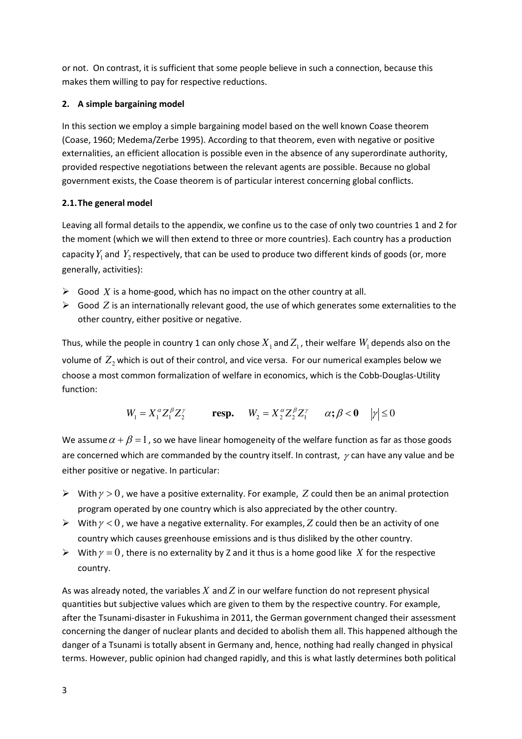or not. On contrast, it is sufficient that some people believe in such a connection, because this makes them willing to pay for respective reductions.

## 2. A simple bargaining model

In this section we employ a simple bargaining model based on the well known Coase theorem (Coase, 1960; Medema/Zerbe 1995). According to that theorem, even with negative or positive externalities, an efficient allocation is possible even in the absence of any superordinate authority, provided respective negotiations between the relevant agents are possible. Because no global government exists, the Coase theorem is of particular interest concerning global conflicts.

### 2.1. The general model

Leaving all formal details to the appendix, we confine us to the case of only two countries 1 and 2 for the moment (which we will then extend to three or more countries). Each country has a production capacity $Y_1$ and $Y_2$ respectively, that can be used to produce two different kinds of goods (or, more generally, activities):

- Good $X$ is a home-good, which has no impact on the other country at all.
- Good $Z$ is an internationally relevant good, the use of which generates some externalities to the other country, either positive or negative.

Thus, while the people in country 1 can only chose $X_1$ and $Z_1$, their welfare $W_1$ depends also on the volume of $Z_2$ which is out of their control, and vice versa. For our numerical examples below we choose a most common formalization of welfare in economics, which is the Cobb-Douglas-Utility function:

$$W_1 = X_1^{\alpha} Z_1^{\beta} Z_2^{\gamma} \qquad \textbf{resp.} \quad W_2 = X_2^{\alpha} Z_2^{\beta} Z_1^{\gamma} \qquad \alpha; \beta < \mathbf{0} \quad |\gamma| \leq 0$$

We assume $\alpha + \beta = 1$, so we have linear homogeneity of the welfare function as far as those goods are concerned which are commanded by the country itself. In contrast, $\gamma$ can have any value and be either positive or negative. In particular:

- With $\gamma > 0$, we have a positive externality. For example, $Z$ could then be an animal protection program operated by one country which is also appreciated by the other country.
- With $\gamma < 0$, we have a negative externality. For examples, $Z$ could then be an activity of one country which causes greenhouse emissions and is thus disliked by the other country.
- With $\gamma = 0$, there is no externality by Z and it thus is a home good like $X$ for the respective country.

As was already noted, the variables $X$ and $Z$ in our welfare function do not represent physical quantities but subjective values which are given to them by the respective country. For example, after the Tsunami-disaster in Fukushima in 2011, the German government changed their assessment concerning the danger of nuclear plants and decided to abolish them all. This happened although the danger of a Tsunami is totally absent in Germany and, hence, nothing had really changed in physical terms. However, public opinion had changed rapidly, and this is what lastly determines both political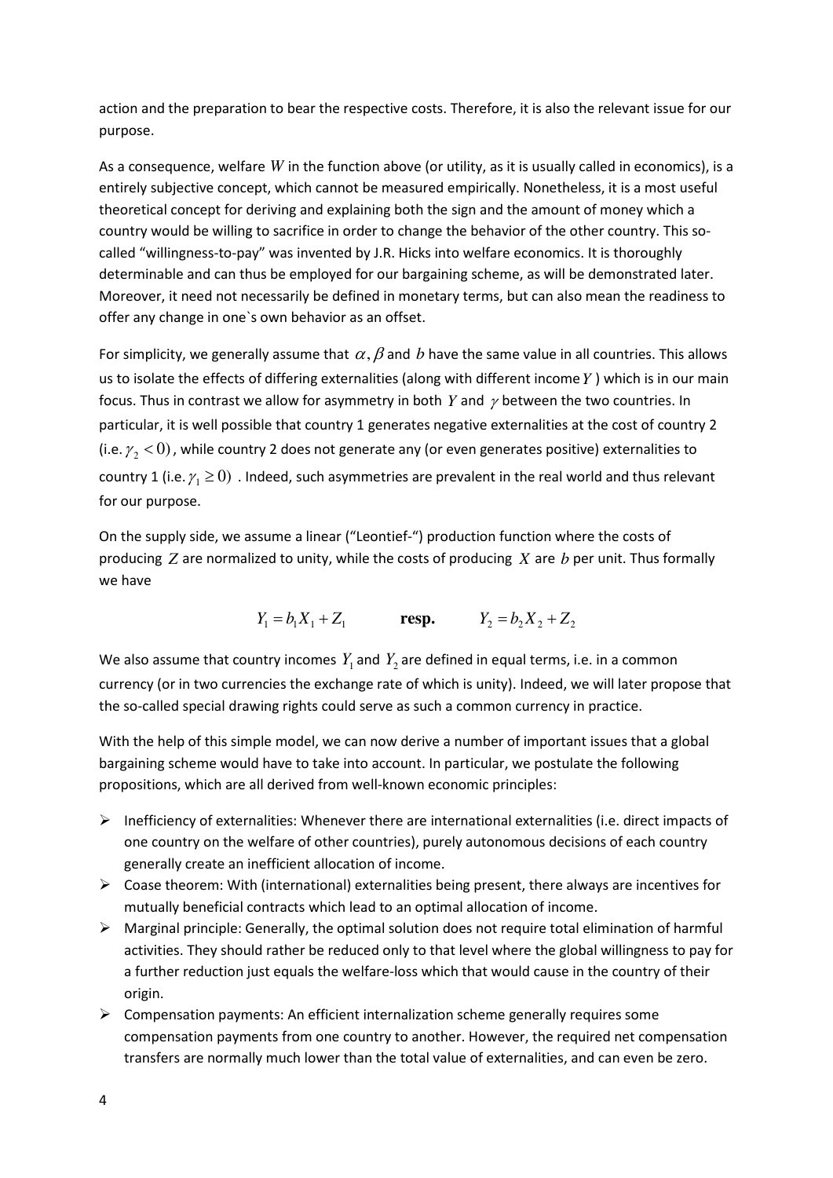action and the preparation to bear the respective costs. Therefore, it is also the relevant issue for our purpose.

As a consequence, welfare $W$ in the function above (or utility, as it is usually called in economics), is a entirely subjective concept, which cannot be measured empirically. Nonetheless, it is a most useful theoretical concept for deriving and explaining both the sign and the amount of money which a country would be willing to sacrifice in order to change the behavior of the other country. This so-called "willingness-to-pay" was invented by J.R. Hicks into welfare economics. It is thoroughly determinable and can thus be employed for our bargaining scheme, as will be demonstrated later. Moreover, it need not necessarily be defined in monetary terms, but can also mean the readiness to offer any change in one`s own behavior as an offset.

For simplicity, we generally assume that $\alpha, \beta$ and $b$ have the same value in all countries. This allows us to isolate the effects of differing externalities (along with different income $Y$) which is in our main focus. Thus in contrast we allow for asymmetry in both $Y$ and $\gamma$ between the two countries. In particular, it is well possible that country 1 generates negative externalities at the cost of country 2 (i.e. $\gamma_2 < 0$), while country 2 does not generate any (or even generates positive) externalities to country 1 (i.e. $\gamma_1 \geq 0$) . Indeed, such asymmetries are prevalent in the real world and thus relevant for our purpose.

On the supply side, we assume a linear ("Leontief-") production function where the costs of producing $Z$ are normalized to unity, while the costs of producing $X$ are $b$ per unit. Thus formally we have

$$Y_1 = b_1 X_1 + Z_1 \qquad \textbf{resp.} \qquad Y_2 = b_2 X_2 + Z_2$$

We also assume that country incomes $Y_1$ and $Y_2$ are defined in equal terms, i.e. in a common currency (or in two currencies the exchange rate of which is unity). Indeed, we will later propose that the so-called special drawing rights could serve as such a common currency in practice.

With the help of this simple model, we can now derive a number of important issues that a global bargaining scheme would have to take into account. In particular, we postulate the following propositions, which are all derived from well-known economic principles:

- Inefficiency of externalities: Whenever there are international externalities (i.e. direct impacts of one country on the welfare of other countries), purely autonomous decisions of each country generally create an inefficient allocation of income.
- Coase theorem: With (international) externalities being present, there always are incentives for mutually beneficial contracts which lead to an optimal allocation of income.
- Marginal principle: Generally, the optimal solution does not require total elimination of harmful activities. They should rather be reduced only to that level where the global willingness to pay for a further reduction just equals the welfare-loss which that would cause in the country of their origin.
- Compensation payments: An efficient internalization scheme generally requires some compensation payments from one country to another. However, the required net compensation transfers are normally much lower than the total value of externalities, and can even be zero.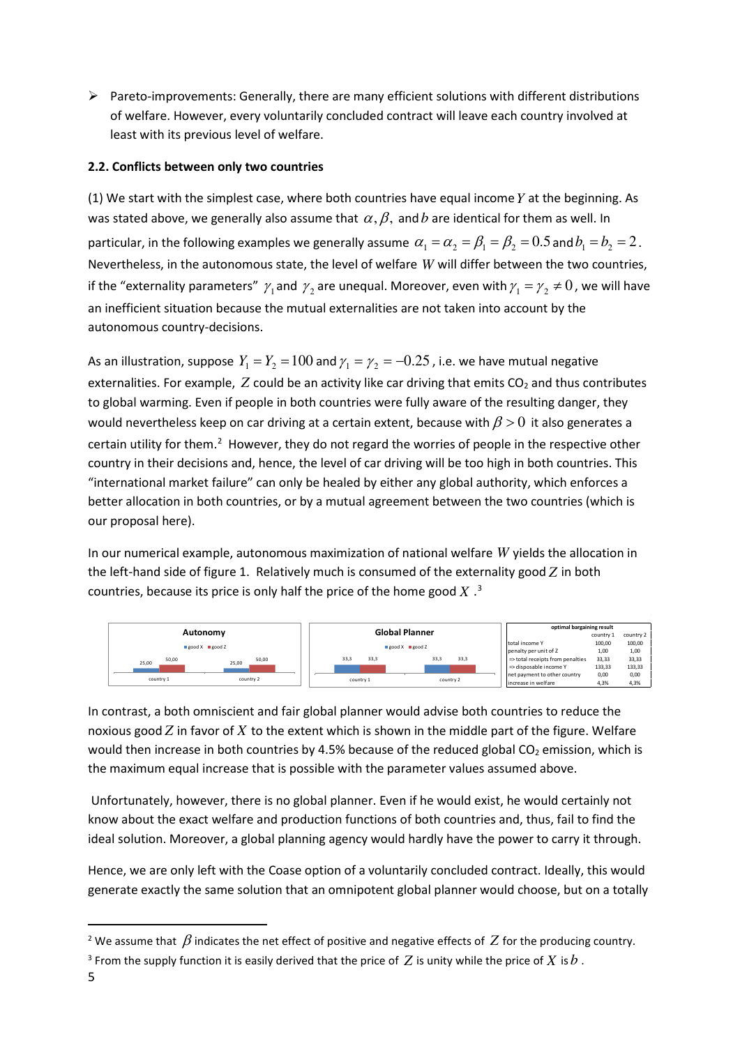- Pareto-improvements: Generally, there are many efficient solutions with different distributions of welfare. However, every voluntarily concluded contract will leave each country involved at least with its previous level of welfare.

### 2.2. Conflicts between only two countries

(1) We start with the simplest case, where both countries have equal income $Y$ at the beginning. As was stated above, we generally also assume that $\alpha, \beta,$ and $b$ are identical for them as well. In particular, in the following examples we generally assume $\alpha_1 = \alpha_2 = \beta_1 = \beta_2 = 0.5$ and $b_1 = b_2 = 2$. Nevertheless, in the autonomous state, the level of welfare $W$ will differ between the two countries, if the "externality parameters" $\gamma_1$ and $\gamma_2$ are unequal. Moreover, even with $\gamma_1 = \gamma_2 \neq 0$, we will have an inefficient situation because the mutual externalities are not taken into account by the autonomous country-decisions.

As an illustration, suppose $Y_1 = Y_2 = 100$ and $\gamma_1 = \gamma_2 = -0.25$, i.e. we have mutual negative externalities. For example, $Z$ could be an activity like car driving that emits $CO_2$ and thus contributes to global warming. Even if people in both countries were fully aware of the resulting danger, they would nevertheless keep on car driving at a certain extent, because with $\beta > 0$ it also generates a certain utility for them.[2] However, they do not regard the worries of people in the respective other country in their decisions and, hence, the level of car driving will be too high in both countries. This "international market failure" can only be healed by either any global authority, which enforces a better allocation in both countries, or by a mutual agreement between the two countries (which is our proposal here).

In our numerical example, autonomous maximization of national welfare $W$ yields the allocation in the left-hand side of figure 1. Relatively much is consumed of the externality good $Z$ in both countries, because its price is only half the price of the home good $X$.[3]

**Autonomy** (good X, good Z): country 1: 25,00 / 50,00; country 2: 25,00 / 50,00

**Global Planner** (good X, good Z): country 1: 33,3 / 33,3; country 2: 33,3 / 33,3

| optimal bargaining result | country 1 | country 2 |
|---|---|---|
| total income Y | 100,00 | 100,00 |
| penalty per unit of Z | 1,00 | 1,00 |
| => total receipts from penalties | 33,33 | 33,33 |
| => disposable income Y | 133,33 | 133,33 |
| net payment to other country | 0,00 | 0,00 |
| increase in welfare | 4,3% | 4,3% |

In contrast, a both omniscient and fair global planner would advise both countries to reduce the noxious good $Z$ in favor of $X$ to the extent which is shown in the middle part of the figure. Welfare would then increase in both countries by 4.5% because of the reduced global $CO_2$ emission, which is the maximum equal increase that is possible with the parameter values assumed above.

Unfortunately, however, there is no global planner. Even if he would exist, he would certainly not know about the exact welfare and production functions of both countries and, thus, fail to find the ideal solution. Moreover, a global planning agency would hardly have the power to carry it through.

Hence, we are only left with the Coase option of a voluntarily concluded contract. Ideally, this would generate exactly the same solution that an omnipotent global planner would choose, but on a totally

---

[2] We assume that $\beta$ indicates the net effect of positive and negative effects of $Z$ for the producing country.

[3] From the supply function it is easily derived that the price of $Z$ is unity while the price of $X$ is $b$.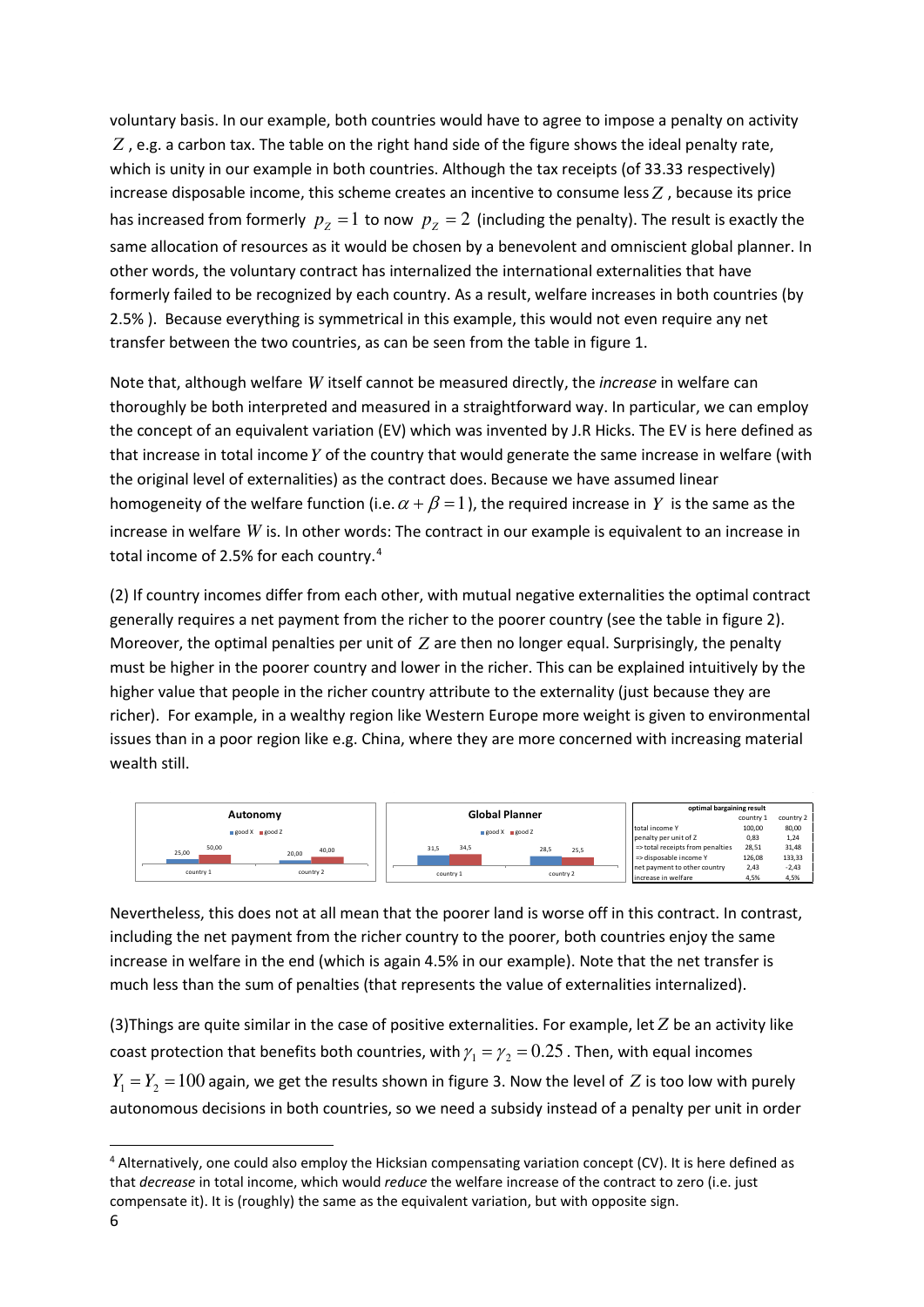voluntary basis. In our example, both countries would have to agree to impose a penalty on activity $Z$, e.g. a carbon tax. The table on the right hand side of the figure shows the ideal penalty rate, which is unity in our example in both countries. Although the tax receipts (of 33.33 respectively) increase disposable income, this scheme creates an incentive to consume less $Z$, because its price has increased from formerly $p_Z = 1$ to now $p_Z = 2$ (including the penalty). The result is exactly the same allocation of resources as it would be chosen by a benevolent and omniscient global planner. In other words, the voluntary contract has internalized the international externalities that have formerly failed to be recognized by each country. As a result, welfare increases in both countries (by 2.5% ). Because everything is symmetrical in this example, this would not even require any net transfer between the two countries, as can be seen from the table in figure 1.

Note that, although welfare $W$ itself cannot be measured directly, the *increase* in welfare can thoroughly be both interpreted and measured in a straightforward way. In particular, we can employ the concept of an equivalent variation (EV) which was invented by J.R Hicks. The EV is here defined as that increase in total income $Y$ of the country that would generate the same increase in welfare (with the original level of externalities) as the contract does. Because we have assumed linear homogeneity of the welfare function (i.e. $\alpha + \beta = 1$), the required increase in $Y$ is the same as the increase in welfare $W$ is. In other words: The contract in our example is equivalent to an increase in total income of 2.5% for each country.[4]

(2) If country incomes differ from each other, with mutual negative externalities the optimal contract generally requires a net payment from the richer to the poorer country (see the table in figure 2). Moreover, the optimal penalties per unit of $Z$ are then no longer equal. Surprisingly, the penalty must be higher in the poorer country and lower in the richer. This can be explained intuitively by the higher value that people in the richer country attribute to the externality (just because they are richer). For example, in a wealthy region like Western Europe more weight is given to environmental issues than in a poor region like e.g. China, where they are more concerned with increasing material wealth still.

**Autonomy** (good X, good Z): country 1: 25,00 / 50,00; country 2: 20,00 / 40,00

**Global Planner** (good X, good Z): country 1: 31,5 / 34,5; country 2: 28,5 / 25,5

| optimal bargaining result | country 1 | country 2 |
|---|---|---|
| total income Y | 100,00 | 80,00 |
| penalty per unit of Z | 0,83 | 1,24 |
| => total receipts from penalties | 28,51 | 31,48 |
| => disposable income Y | 126,08 | 133,33 |
| net payment to other country | 2,43 | -2,43 |
| increase in welfare | 4,5% | 4,5% |

Nevertheless, this does not at all mean that the poorer land is worse off in this contract. In contrast, including the net payment from the richer country to the poorer, both countries enjoy the same increase in welfare in the end (which is again 4.5% in our example). Note that the net transfer is much less than the sum of penalties (that represents the value of externalities internalized).

(3)Things are quite similar in the case of positive externalities. For example, let $Z$ be an activity like coast protection that benefits both countries, with $\gamma_1 = \gamma_2 = 0.25$. Then, with equal incomes $Y_1 = Y_2 = 100$ again, we get the results shown in figure 3. Now the level of $Z$ is too low with purely autonomous decisions in both countries, so we need a subsidy instead of a penalty per unit in order

[4] Alternatively, one could also employ the Hicksian compensating variation concept (CV). It is here defined as that *decrease* in total income, which would *reduce* the welfare increase of the contract to zero (i.e. just compensate it). It is (roughly) the same as the equivalent variation, but with opposite sign.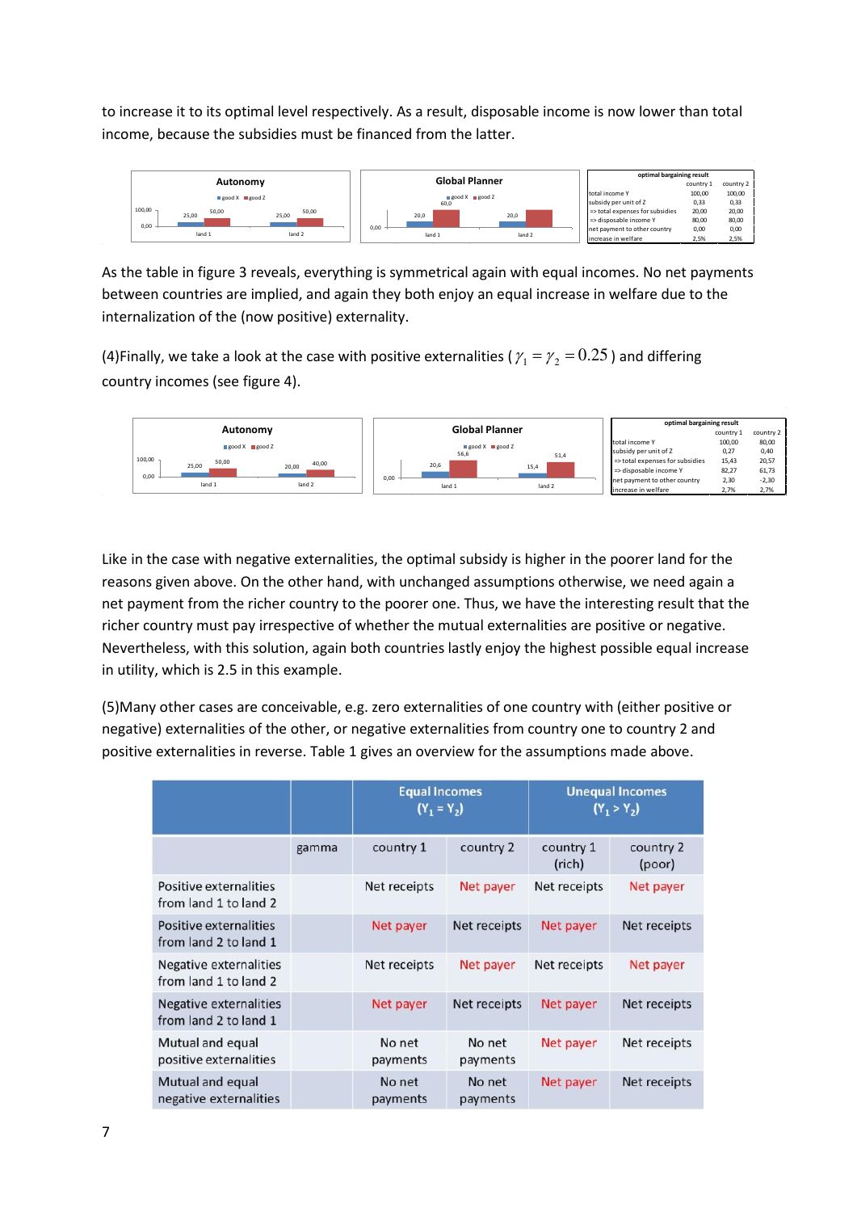to increase it to its optimal level respectively. As a result, disposable income is now lower than total income, because the subsidies must be financed from the latter.

| optimal bargaining result | country 1 | country 2 |
|---|---|---|
| total income Y | 100,00 | 100,00 |
| subsidy per unit of Z | 0,33 | 0,33 |
| => total expenses for subsidies | 20,00 | 20,00 |
| => disposable income Y | 80,00 | 80,00 |
| net payment to other country | 0,00 | 0,00 |
| increase in welfare | 2,5% | 2,5% |

As the table in figure 3 reveals, everything is symmetrical again with equal incomes. No net payments between countries are implied, and again they both enjoy an equal increase in welfare due to the internalization of the (now positive) externality.

(4)Finally, we take a look at the case with positive externalities ( $\gamma_1 = \gamma_2 = 0.25$ ) and differing country incomes (see figure 4).

| optimal bargaining result | country 1 | country 2 |
|---|---|---|
| total income Y | 100,00 | 80,00 |
| subsidy per unit of Z | 0,27 | 0,40 |
| => total expenses for subsidies | 15,43 | 20,57 |
| => disposable income Y | 82,27 | 61,73 |
| net payment to other country | 2,30 | -2,30 |
| increase in welfare | 2,7% | 2,7% |

Like in the case with negative externalities, the optimal subsidy is higher in the poorer land for the reasons given above. On the other hand, with unchanged assumptions otherwise, we need again a net payment from the richer country to the poorer one. Thus, we have the interesting result that the richer country must pay irrespective of whether the mutual externalities are positive or negative. Nevertheless, with this solution, again both countries lastly enjoy the highest possible equal increase in utility, which is 2.5 in this example.

(5)Many other cases are conceivable, e.g. zero externalities of one country with (either positive or negative) externalities of the other, or negative externalities from country one to country 2 and positive externalities in reverse. Table 1 gives an overview for the assumptions made above.

| | | Equal Incomes ($Y_1 = Y_2$) | | Unequal Incomes ($Y_1 > Y_2$) | |
|---|---|---|---|---|---|
| | gamma | country 1 | country 2 | country 1 (rich) | country 2 (poor) |
| Positive externalities from land 1 to land 2 | | Net receipts | Net payer | Net receipts | Net payer |
| Positive externalities from land 2 to land 1 | | Net payer | Net receipts | Net payer | Net receipts |
| Negative externalities from land 1 to land 2 | | Net receipts | Net payer | Net receipts | Net payer |
| Negative externalities from land 2 to land 1 | | Net payer | Net receipts | Net payer | Net receipts |
| Mutual and equal positive externalities | | No net payments | No net payments | Net payer | Net receipts |
| Mutual and equal negative externalities | | No net payments | No net payments | Net payer | Net receipts |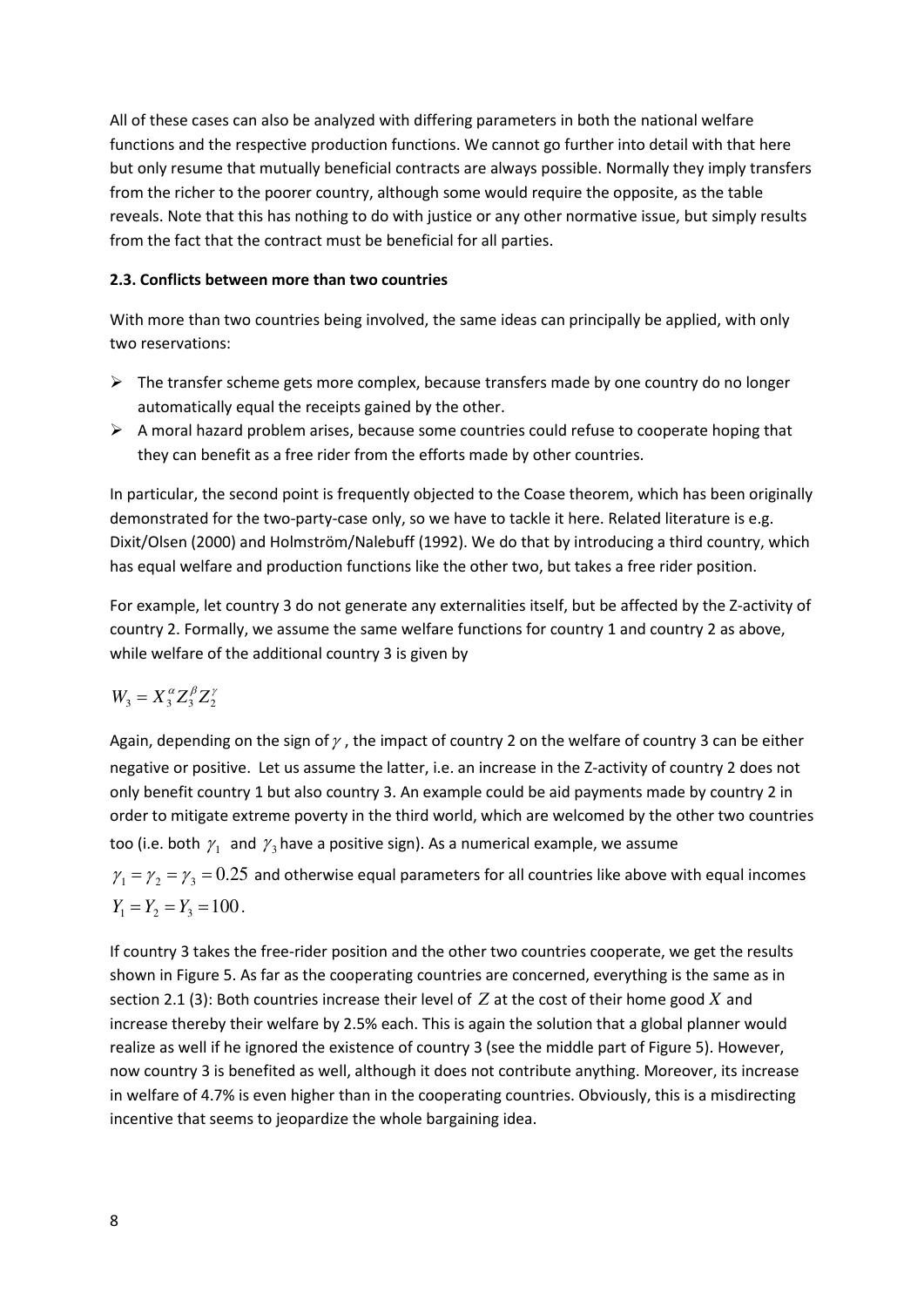All of these cases can also be analyzed with differing parameters in both the national welfare functions and the respective production functions. We cannot go further into detail with that here but only resume that mutually beneficial contracts are always possible. Normally they imply transfers from the richer to the poorer country, although some would require the opposite, as the table reveals. Note that this has nothing to do with justice or any other normative issue, but simply results from the fact that the contract must be beneficial for all parties.

### 2.3. Conflicts between more than two countries

With more than two countries being involved, the same ideas can principally be applied, with only two reservations:

- The transfer scheme gets more complex, because transfers made by one country do no longer automatically equal the receipts gained by the other.
- A moral hazard problem arises, because some countries could refuse to cooperate hoping that they can benefit as a free rider from the efforts made by other countries.

In particular, the second point is frequently objected to the Coase theorem, which has been originally demonstrated for the two-party-case only, so we have to tackle it here. Related literature is e.g. Dixit/Olsen (2000) and Holmström/Nalebuff (1992). We do that by introducing a third country, which has equal welfare and production functions like the other two, but takes a free rider position.

For example, let country 3 do not generate any externalities itself, but be affected by the Z-activity of country 2. Formally, we assume the same welfare functions for country 1 and country 2 as above, while welfare of the additional country 3 is given by

$$W_3 = X_3^{\alpha} Z_3^{\beta} Z_2^{\gamma}$$

Again, depending on the sign of $\gamma$, the impact of country 2 on the welfare of country 3 can be either negative or positive. Let us assume the latter, i.e. an increase in the Z-activity of country 2 does not only benefit country 1 but also country 3. An example could be aid payments made by country 2 in order to mitigate extreme poverty in the third world, which are welcomed by the other two countries too (i.e. both $\gamma_1$ and $\gamma_3$ have a positive sign). As a numerical example, we assume $\gamma_1 = \gamma_2 = \gamma_3 = 0.25$ and otherwise equal parameters for all countries like above with equal incomes $Y_1 = Y_2 = Y_3 = 100$.

If country 3 takes the free-rider position and the other two countries cooperate, we get the results shown in Figure 5. As far as the cooperating countries are concerned, everything is the same as in section 2.1 (3): Both countries increase their level of $Z$ at the cost of their home good $X$ and increase thereby their welfare by 2.5% each. This is again the solution that a global planner would realize as well if he ignored the existence of country 3 (see the middle part of Figure 5). However, now country 3 is benefited as well, although it does not contribute anything. Moreover, its increase in welfare of 4.7% is even higher than in the cooperating countries. Obviously, this is a misdirecting incentive that seems to jeopardize the whole bargaining idea.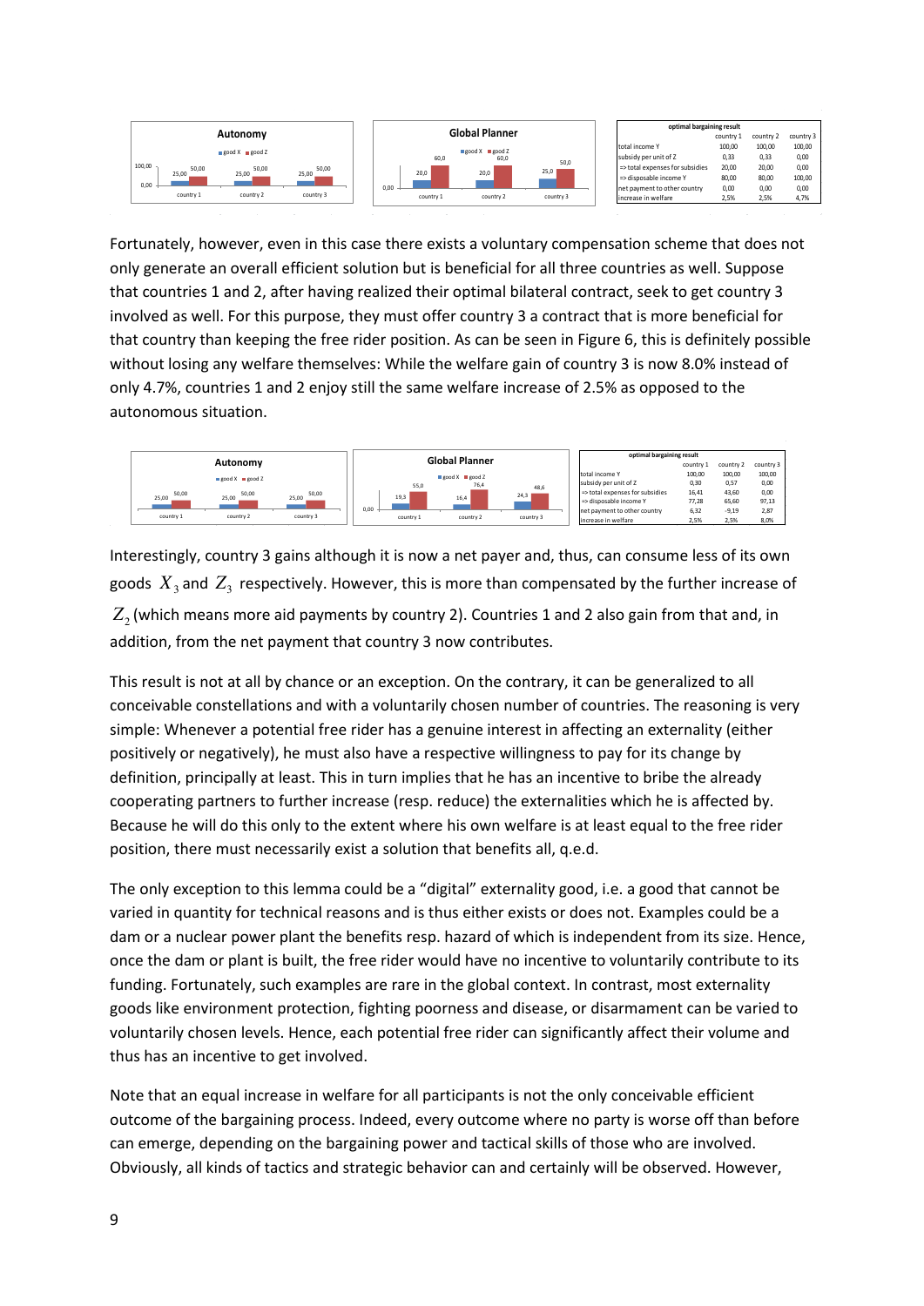| optimal bargaining result | country 1 | country 2 | country 3 |
|---|---|---|---|
| total income Y | 100,00 | 100,00 | 100,00 |
| subsidy per unit of Z | 0,33 | 0,33 | 0,00 |
| => total expenses for subsidies | 20,00 | 20,00 | 0,00 |
| => disposable income Y | 80,00 | 80,00 | 100,00 |
| net payment to other country | 0,00 | 0,00 | 0,00 |
| increase in welfare | 2,5% | 2,5% | 4,7% |

Fortunately, however, even in this case there exists a voluntary compensation scheme that does not only generate an overall efficient solution but is beneficial for all three countries as well. Suppose that countries 1 and 2, after having realized their optimal bilateral contract, seek to get country 3 involved as well. For this purpose, they must offer country 3 a contract that is more beneficial for that country than keeping the free rider position. As can be seen in Figure 6, this is definitely possible without losing any welfare themselves: While the welfare gain of country 3 is now 8.0% instead of only 4.7%, countries 1 and 2 enjoy still the same welfare increase of 2.5% as opposed to the autonomous situation.

| optimal bargaining result | country 1 | country 2 | country 3 |
|---|---|---|---|
| total income Y | 100,00 | 100,00 | 100,00 |
| subsidy per unit of Z | 0,30 | 0,57 | 0,00 |
| => total expenses for subsidies | 16,41 | 43,60 | 0,00 |
| => disposable income Y | 77,28 | 65,60 | 97,13 |
| net payment to other country | 6,32 | -9,19 | 2,87 |
| increase in welfare | 2,5% | 2,5% | 8,0% |

Interestingly, country 3 gains although it is now a net payer and, thus, can consume less of its own goods $X_3$ and $Z_3$ respectively. However, this is more than compensated by the further increase of $Z_2$ (which means more aid payments by country 2). Countries 1 and 2 also gain from that and, in addition, from the net payment that country 3 now contributes.

This result is not at all by chance or an exception. On the contrary, it can be generalized to all conceivable constellations and with a voluntarily chosen number of countries. The reasoning is very simple: Whenever a potential free rider has a genuine interest in affecting an externality (either positively or negatively), he must also have a respective willingness to pay for its change by definition, principally at least. This in turn implies that he has an incentive to bribe the already cooperating partners to further increase (resp. reduce) the externalities which he is affected by. Because he will do this only to the extent where his own welfare is at least equal to the free rider position, there must necessarily exist a solution that benefits all, q.e.d.

The only exception to this lemma could be a "digital" externality good, i.e. a good that cannot be varied in quantity for technical reasons and is thus either exists or does not. Examples could be a dam or a nuclear power plant the benefits resp. hazard of which is independent from its size. Hence, once the dam or plant is built, the free rider would have no incentive to voluntarily contribute to its funding. Fortunately, such examples are rare in the global context. In contrast, most externality goods like environment protection, fighting poorness and disease, or disarmament can be varied to voluntarily chosen levels. Hence, each potential free rider can significantly affect their volume and thus has an incentive to get involved.

Note that an equal increase in welfare for all participants is not the only conceivable efficient outcome of the bargaining process. Indeed, every outcome where no party is worse off than before can emerge, depending on the bargaining power and tactical skills of those who are involved. Obviously, all kinds of tactics and strategic behavior can and certainly will be observed. However,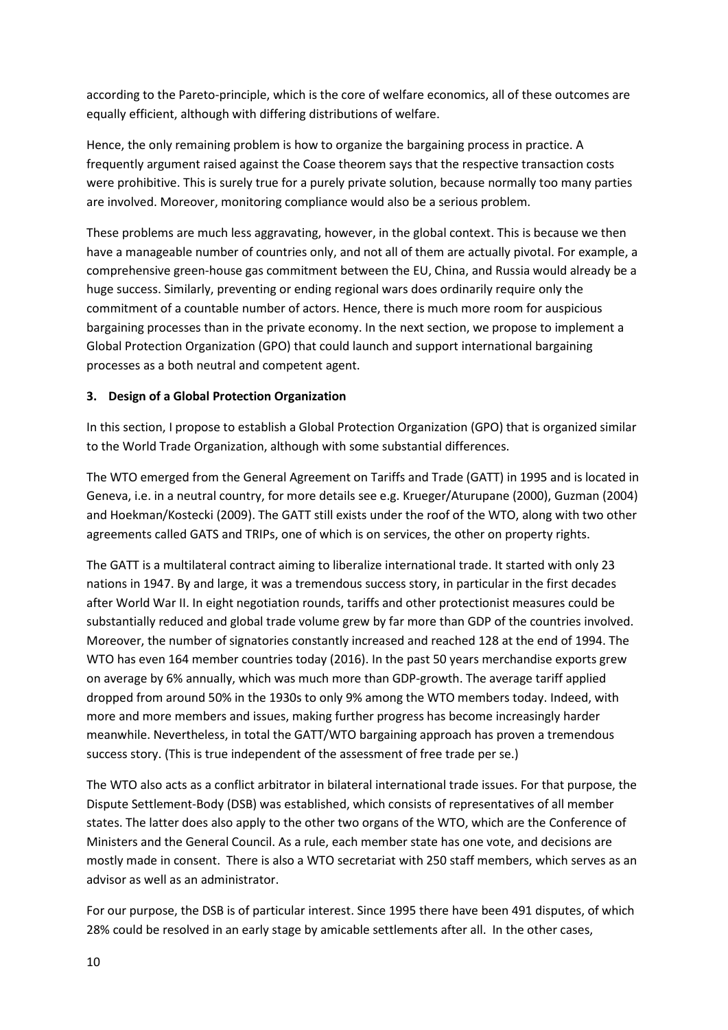according to the Pareto-principle, which is the core of welfare economics, all of these outcomes are equally efficient, although with differing distributions of welfare.

Hence, the only remaining problem is how to organize the bargaining process in practice. A frequently argument raised against the Coase theorem says that the respective transaction costs were prohibitive. This is surely true for a purely private solution, because normally too many parties are involved. Moreover, monitoring compliance would also be a serious problem.

These problems are much less aggravating, however, in the global context. This is because we then have a manageable number of countries only, and not all of them are actually pivotal. For example, a comprehensive green-house gas commitment between the EU, China, and Russia would already be a huge success. Similarly, preventing or ending regional wars does ordinarily require only the commitment of a countable number of actors. Hence, there is much more room for auspicious bargaining processes than in the private economy. In the next section, we propose to implement a Global Protection Organization (GPO) that could launch and support international bargaining processes as a both neutral and competent agent.

## 3. Design of a Global Protection Organization

In this section, I propose to establish a Global Protection Organization (GPO) that is organized similar to the World Trade Organization, although with some substantial differences.

The WTO emerged from the General Agreement on Tariffs and Trade (GATT) in 1995 and is located in Geneva, i.e. in a neutral country, for more details see e.g. Krueger/Aturupane (2000), Guzman (2004) and Hoekman/Kostecki (2009). The GATT still exists under the roof of the WTO, along with two other agreements called GATS and TRIPs, one of which is on services, the other on property rights.

The GATT is a multilateral contract aiming to liberalize international trade. It started with only 23 nations in 1947. By and large, it was a tremendous success story, in particular in the first decades after World War II. In eight negotiation rounds, tariffs and other protectionist measures could be substantially reduced and global trade volume grew by far more than GDP of the countries involved. Moreover, the number of signatories constantly increased and reached 128 at the end of 1994. The WTO has even 164 member countries today (2016). In the past 50 years merchandise exports grew on average by 6% annually, which was much more than GDP-growth. The average tariff applied dropped from around 50% in the 1930s to only 9% among the WTO members today. Indeed, with more and more members and issues, making further progress has become increasingly harder meanwhile. Nevertheless, in total the GATT/WTO bargaining approach has proven a tremendous success story. (This is true independent of the assessment of free trade per se.)

The WTO also acts as a conflict arbitrator in bilateral international trade issues. For that purpose, the Dispute Settlement-Body (DSB) was established, which consists of representatives of all member states. The latter does also apply to the other two organs of the WTO, which are the Conference of Ministers and the General Council. As a rule, each member state has one vote, and decisions are mostly made in consent. There is also a WTO secretariat with 250 staff members, which serves as an advisor as well as an administrator.

For our purpose, the DSB is of particular interest. Since 1995 there have been 491 disputes, of which 28% could be resolved in an early stage by amicable settlements after all. In the other cases,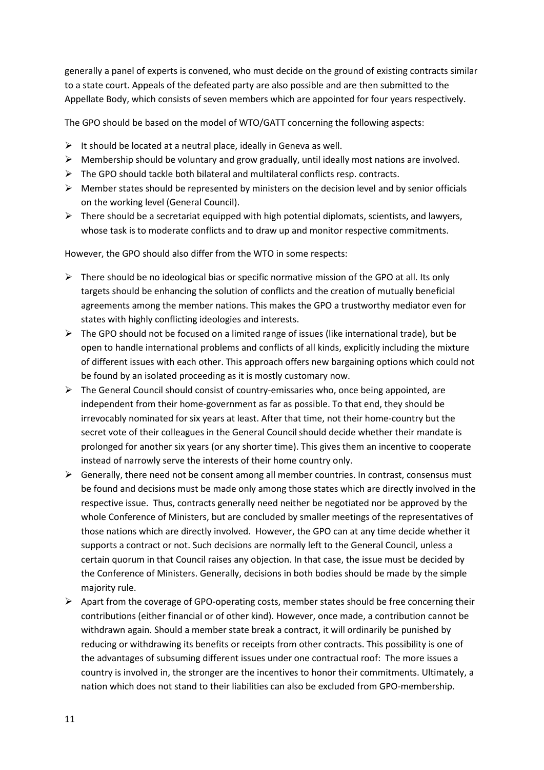generally a panel of experts is convened, who must decide on the ground of existing contracts similar to a state court. Appeals of the defeated party are also possible and are then submitted to the Appellate Body, which consists of seven members which are appointed for four years respectively.

The GPO should be based on the model of WTO/GATT concerning the following aspects:

- It should be located at a neutral place, ideally in Geneva as well.
- Membership should be voluntary and grow gradually, until ideally most nations are involved.
- The GPO should tackle both bilateral and multilateral conflicts resp. contracts.
- Member states should be represented by ministers on the decision level and by senior officials on the working level (General Council).
- There should be a secretariat equipped with high potential diplomats, scientists, and lawyers, whose task is to moderate conflicts and to draw up and monitor respective commitments.

However, the GPO should also differ from the WTO in some respects:

- There should be no ideological bias or specific normative mission of the GPO at all. Its only targets should be enhancing the solution of conflicts and the creation of mutually beneficial agreements among the member nations. This makes the GPO a trustworthy mediator even for states with highly conflicting ideologies and interests.
- The GPO should not be focused on a limited range of issues (like international trade), but be open to handle international problems and conflicts of all kinds, explicitly including the mixture of different issues with each other. This approach offers new bargaining options which could not be found by an isolated proceeding as it is mostly customary now.
- The General Council should consist of country-emissaries who, once being appointed, are independent from their home-government as far as possible. To that end, they should be irrevocably nominated for six years at least. After that time, not their home-country but the secret vote of their colleagues in the General Council should decide whether their mandate is prolonged for another six years (or any shorter time). This gives them an incentive to cooperate instead of narrowly serve the interests of their home country only.
- Generally, there need not be consent among all member countries. In contrast, consensus must be found and decisions must be made only among those states which are directly involved in the respective issue. Thus, contracts generally need neither be negotiated nor be approved by the whole Conference of Ministers, but are concluded by smaller meetings of the representatives of those nations which are directly involved. However, the GPO can at any time decide whether it supports a contract or not. Such decisions are normally left to the General Council, unless a certain quorum in that Council raises any objection. In that case, the issue must be decided by the Conference of Ministers. Generally, decisions in both bodies should be made by the simple majority rule.
- Apart from the coverage of GPO-operating costs, member states should be free concerning their contributions (either financial or of other kind). However, once made, a contribution cannot be withdrawn again. Should a member state break a contract, it will ordinarily be punished by reducing or withdrawing its benefits or receipts from other contracts. This possibility is one of the advantages of subsuming different issues under one contractual roof: The more issues a country is involved in, the stronger are the incentives to honor their commitments. Ultimately, a nation which does not stand to their liabilities can also be excluded from GPO-membership.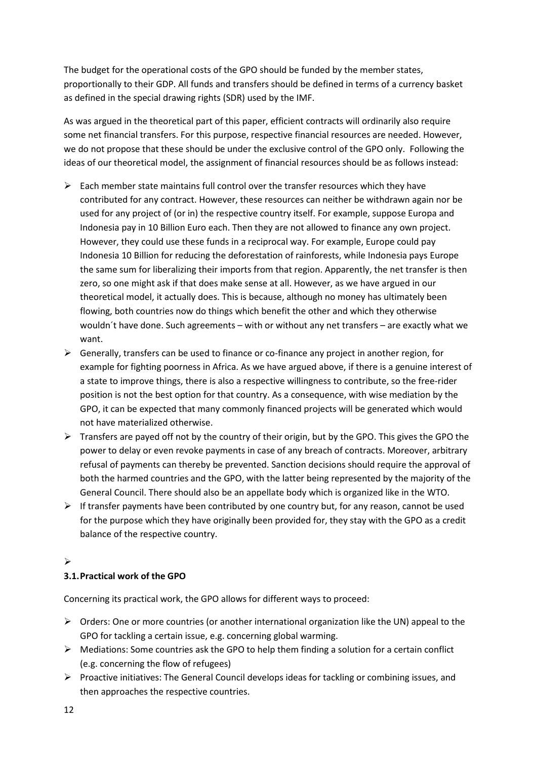The budget for the operational costs of the GPO should be funded by the member states, proportionally to their GDP. All funds and transfers should be defined in terms of a currency basket as defined in the special drawing rights (SDR) used by the IMF.

As was argued in the theoretical part of this paper, efficient contracts will ordinarily also require some net financial transfers. For this purpose, respective financial resources are needed. However, we do not propose that these should be under the exclusive control of the GPO only. Following the ideas of our theoretical model, the assignment of financial resources should be as follows instead:

- Each member state maintains full control over the transfer resources which they have contributed for any contract. However, these resources can neither be withdrawn again nor be used for any project of (or in) the respective country itself. For example, suppose Europa and Indonesia pay in 10 Billion Euro each. Then they are not allowed to finance any own project. However, they could use these funds in a reciprocal way. For example, Europe could pay Indonesia 10 Billion for reducing the deforestation of rainforests, while Indonesia pays Europe the same sum for liberalizing their imports from that region. Apparently, the net transfer is then zero, so one might ask if that does make sense at all. However, as we have argued in our theoretical model, it actually does. This is because, although no money has ultimately been flowing, both countries now do things which benefit the other and which they otherwise wouldn´t have done. Such agreements – with or without any net transfers – are exactly what we want.
- Generally, transfers can be used to finance or co-finance any project in another region, for example for fighting poorness in Africa. As we have argued above, if there is a genuine interest of a state to improve things, there is also a respective willingness to contribute, so the free-rider position is not the best option for that country. As a consequence, with wise mediation by the GPO, it can be expected that many commonly financed projects will be generated which would not have materialized otherwise.
- Transfers are payed off not by the country of their origin, but by the GPO. This gives the GPO the power to delay or even revoke payments in case of any breach of contracts. Moreover, arbitrary refusal of payments can thereby be prevented. Sanction decisions should require the approval of both the harmed countries and the GPO, with the latter being represented by the majority of the General Council. There should also be an appellate body which is organized like in the WTO.
- If transfer payments have been contributed by one country but, for any reason, cannot be used for the purpose which they have originally been provided for, they stay with the GPO as a credit balance of the respective country.

### 3.1. Practical work of the GPO

Concerning its practical work, the GPO allows for different ways to proceed:

- Orders: One or more countries (or another international organization like the UN) appeal to the GPO for tackling a certain issue, e.g. concerning global warming.
- Mediations: Some countries ask the GPO to help them finding a solution for a certain conflict (e.g. concerning the flow of refugees)
- Proactive initiatives: The General Council develops ideas for tackling or combining issues, and then approaches the respective countries.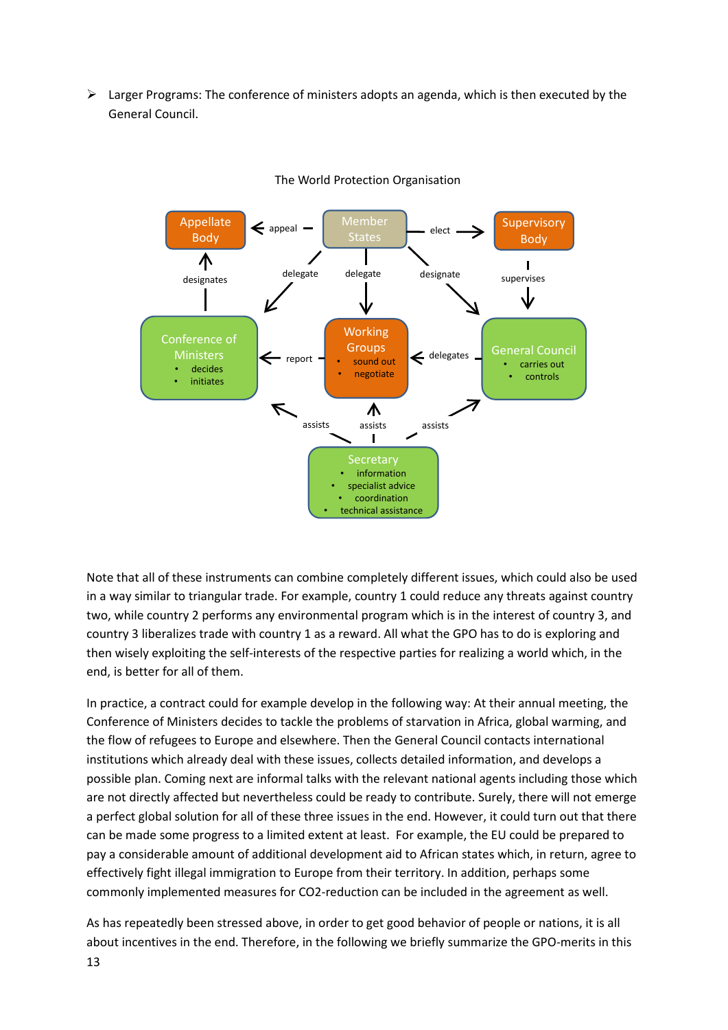➢ Larger Programs: The conference of ministers adopts an agenda, which is then executed by the General Council.

The World Protection Organisation

Appellate Body ← appeal – Member States – elect → Supervisory Body

Member States – delegate → Conference of Ministers; Member States – delegate → Working Groups; Member States – designate → General Council

Conference of Ministers – designates → Appellate Body

Supervisory Body – supervises → General Council

Conference of Ministers
- decides
- initiates

Working Groups – report → Conference of Ministers

Working Groups
- sound out
- negotiate

General Council – delegates → Working Groups

General Council
- carries out
- controls

Secretary – assists → Conference of Ministers, Working Groups, General Council

Secretary
- information
- specialist advice
- coordination
- technical assistance

Note that all of these instruments can combine completely different issues, which could also be used in a way similar to triangular trade. For example, country 1 could reduce any threats against country two, while country 2 performs any environmental program which is in the interest of country 3, and country 3 liberalizes trade with country 1 as a reward. All what the GPO has to do is exploring and then wisely exploiting the self-interests of the respective parties for realizing a world which, in the end, is better for all of them.

In practice, a contract could for example develop in the following way: At their annual meeting, the Conference of Ministers decides to tackle the problems of starvation in Africa, global warming, and the flow of refugees to Europe and elsewhere. Then the General Council contacts international institutions which already deal with these issues, collects detailed information, and develops a possible plan. Coming next are informal talks with the relevant national agents including those which are not directly affected but nevertheless could be ready to contribute. Surely, there will not emerge a perfect global solution for all of these three issues in the end. However, it could turn out that there can be made some progress to a limited extent at least. For example, the EU could be prepared to pay a considerable amount of additional development aid to African states which, in return, agree to effectively fight illegal immigration to Europe from their territory. In addition, perhaps some commonly implemented measures for CO2-reduction can be included in the agreement as well.

As has repeatedly been stressed above, in order to get good behavior of people or nations, it is all about incentives in the end. Therefore, in the following we briefly summarize the GPO-merits in this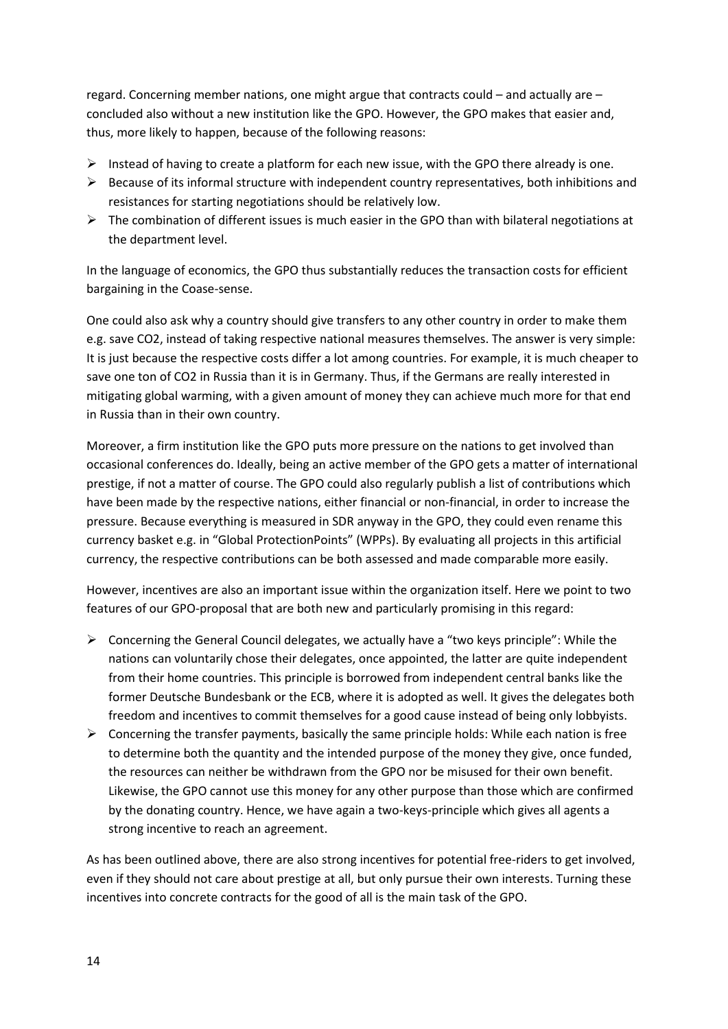regard. Concerning member nations, one might argue that contracts could – and actually are – concluded also without a new institution like the GPO. However, the GPO makes that easier and, thus, more likely to happen, because of the following reasons:

- Instead of having to create a platform for each new issue, with the GPO there already is one.
- Because of its informal structure with independent country representatives, both inhibitions and resistances for starting negotiations should be relatively low.
- The combination of different issues is much easier in the GPO than with bilateral negotiations at the department level.

In the language of economics, the GPO thus substantially reduces the transaction costs for efficient bargaining in the Coase-sense.

One could also ask why a country should give transfers to any other country in order to make them e.g. save $CO_2$, instead of taking respective national measures themselves. The answer is very simple: It is just because the respective costs differ a lot among countries. For example, it is much cheaper to save one ton of $CO_2$ in Russia than it is in Germany. Thus, if the Germans are really interested in mitigating global warming, with a given amount of money they can achieve much more for that end in Russia than in their own country.

Moreover, a firm institution like the GPO puts more pressure on the nations to get involved than occasional conferences do. Ideally, being an active member of the GPO gets a matter of international prestige, if not a matter of course. The GPO could also regularly publish a list of contributions which have been made by the respective nations, either financial or non-financial, in order to increase the pressure. Because everything is measured in SDR anyway in the GPO, they could even rename this currency basket e.g. in "Global ProtectionPoints" (WPPs). By evaluating all projects in this artificial currency, the respective contributions can be both assessed and made comparable more easily.

However, incentives are also an important issue within the organization itself. Here we point to two features of our GPO-proposal that are both new and particularly promising in this regard:

- Concerning the General Council delegates, we actually have a "two keys principle": While the nations can voluntarily chose their delegates, once appointed, the latter are quite independent from their home countries. This principle is borrowed from independent central banks like the former Deutsche Bundesbank or the ECB, where it is adopted as well. It gives the delegates both freedom and incentives to commit themselves for a good cause instead of being only lobbyists.
- Concerning the transfer payments, basically the same principle holds: While each nation is free to determine both the quantity and the intended purpose of the money they give, once funded, the resources can neither be withdrawn from the GPO nor be misused for their own benefit. Likewise, the GPO cannot use this money for any other purpose than those which are confirmed by the donating country. Hence, we have again a two-keys-principle which gives all agents a strong incentive to reach an agreement.

As has been outlined above, there are also strong incentives for potential free-riders to get involved, even if they should not care about prestige at all, but only pursue their own interests. Turning these incentives into concrete contracts for the good of all is the main task of the GPO.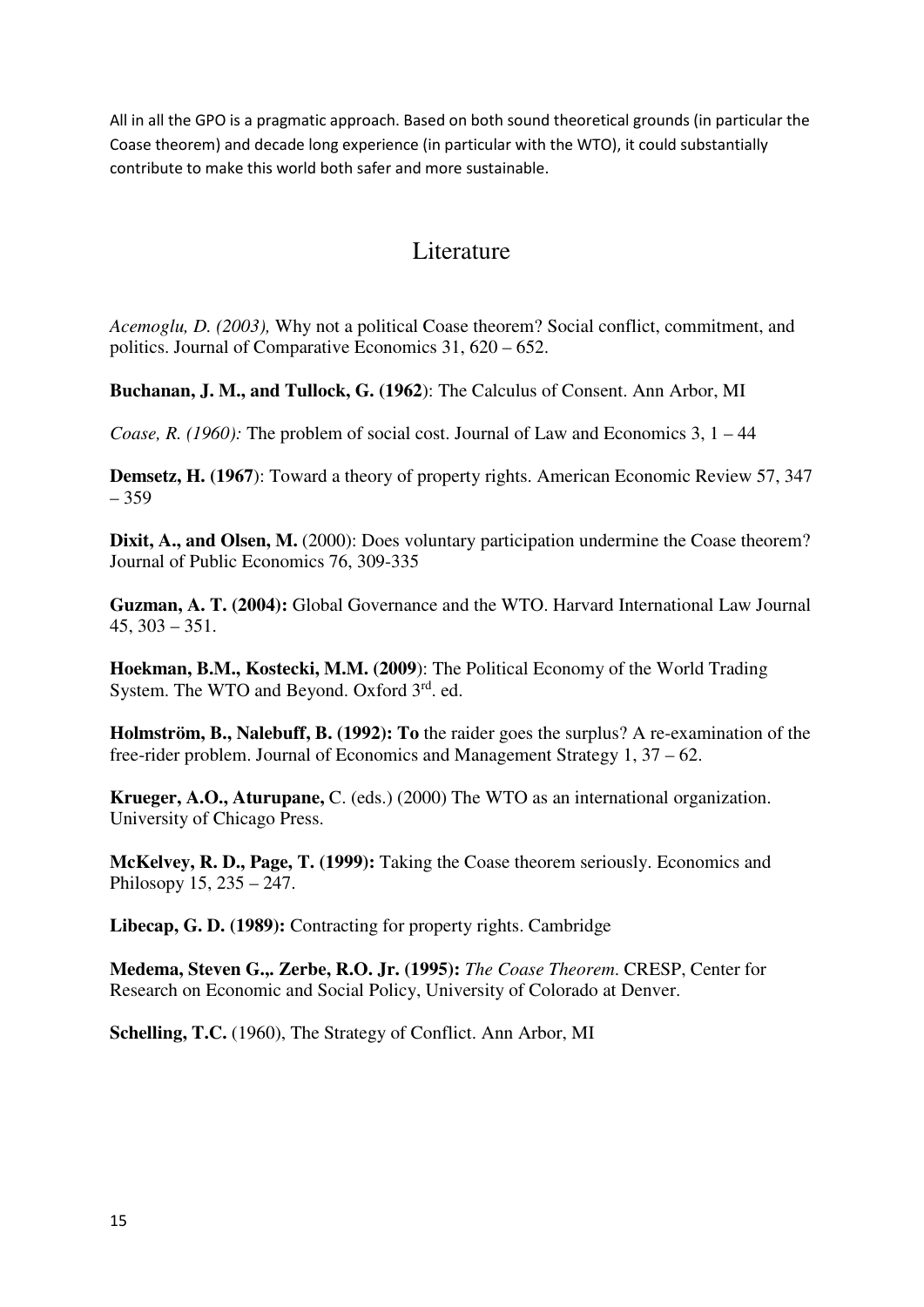All in all the GPO is a pragmatic approach. Based on both sound theoretical grounds (in particular the Coase theorem) and decade long experience (in particular with the WTO), it could substantially contribute to make this world both safer and more sustainable.

## Literature

*Acemoglu, D. (2003),* Why not a political Coase theorem? Social conflict, commitment, and politics. Journal of Comparative Economics 31, 620 – 652.

**Buchanan, J. M., and Tullock, G. (1962**): The Calculus of Consent. Ann Arbor, MI

*Coase, R. (1960):* The problem of social cost. Journal of Law and Economics 3, 1 – 44

**Demsetz, H. (1967**): Toward a theory of property rights. American Economic Review 57, 347 – 359

**Dixit, A., and Olsen, M.** (2000): Does voluntary participation undermine the Coase theorem? Journal of Public Economics 76, 309-335

**Guzman, A. T. (2004):** Global Governance and the WTO. Harvard International Law Journal 45, 303 – 351.

**Hoekman, B.M., Kostecki, M.M. (2009**): The Political Economy of the World Trading System. The WTO and Beyond. Oxford 3rd. ed.

**Holmström, B., Nalebuff, B. (1992): To** the raider goes the surplus? A re-examination of the free-rider problem. Journal of Economics and Management Strategy 1, 37 – 62.

**Krueger, A.O., Aturupane,** C. (eds.) (2000) The WTO as an international organization. University of Chicago Press.

**McKelvey, R. D., Page, T. (1999):** Taking the Coase theorem seriously. Economics and Philosopy 15, 235 – 247.

**Libecap, G. D. (1989):** Contracting for property rights. Cambridge

**Medema, Steven G.,. Zerbe, R.O. Jr. (1995):** *The Coase Theorem*. CRESP, Center for Research on Economic and Social Policy, University of Colorado at Denver.

**Schelling, T.C.** (1960), The Strategy of Conflict. Ann Arbor, MI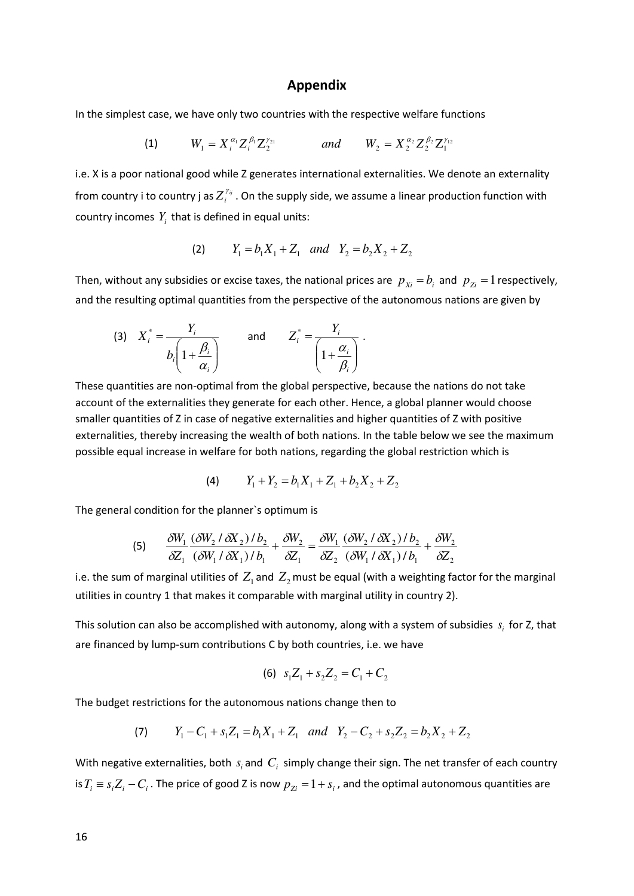## Appendix

In the simplest case, we have only two countries with the respective welfare functions

$$(1) \qquad W_1 = X_i^{\alpha_1} Z_i^{\beta_1} Z_2^{\gamma_{21}} \qquad and \qquad W_2 = X_2^{\alpha_2} Z_2^{\beta_2} Z_1^{\gamma_{12}}$$

i.e. X is a poor national good while Z generates international externalities. We denote an externality from country i to country j as $Z_i^{\gamma_{ij}}$. On the supply side, we assume a linear production function with country incomes $Y_i$ that is defined in equal units:

$$(2) \qquad Y_1 = b_1 X_1 + Z_1 \quad and \quad Y_2 = b_2 X_2 + Z_2$$

Then, without any subsidies or excise taxes, the national prices are $p_{Xi} = b_i$ and $p_{Zi} = 1$ respectively, and the resulting optimal quantities from the perspective of the autonomous nations are given by

$$(3) \quad X_i^* = \frac{Y_i}{b_i\left(1+\frac{\beta_i}{\alpha_i}\right)} \qquad \text{and} \qquad Z_i^* = \frac{Y_i}{\left(1+\frac{\alpha_i}{\beta_i}\right)} .$$

These quantities are non-optimal from the global perspective, because the nations do not take account of the externalities they generate for each other. Hence, a global planner would choose smaller quantities of Z in case of negative externalities and higher quantities of Z with positive externalities, thereby increasing the wealth of both nations. In the table below we see the maximum possible equal increase in welfare for both nations, regarding the global restriction which is

$$(4) \qquad Y_1 + Y_2 = b_1 X_1 + Z_1 + b_2 X_2 + Z_2$$

The general condition for the planner`s optimum is

$$(5) \qquad \frac{\delta W_1}{\delta Z_1}\frac{(\delta W_2/\delta X_2)/b_2}{(\delta W_1/\delta X_1)/b_1} + \frac{\delta W_2}{\delta Z_1} = \frac{\delta W_1}{\delta Z_2}\frac{(\delta W_2/\delta X_2)/b_2}{(\delta W_1/\delta X_1)/b_1} + \frac{\delta W_2}{\delta Z_2}$$

i.e. the sum of marginal utilities of $Z_1$ and $Z_2$ must be equal (with a weighting factor for the marginal utilities in country 1 that makes it comparable with marginal utility in country 2).

This solution can also be accomplished with autonomy, along with a system of subsidies $s_i$ for Z, that are financed by lump-sum contributions C by both countries, i.e. we have

$$(6) \quad s_1 Z_1 + s_2 Z_2 = C_1 + C_2$$

The budget restrictions for the autonomous nations change then to

$$(7) \qquad Y_1 - C_1 + s_1 Z_1 = b_1 X_1 + Z_1 \quad and \quad Y_2 - C_2 + s_2 Z_2 = b_2 X_2 + Z_2$$

With negative externalities, both $s_i$ and $C_i$ simply change their sign. The net transfer of each country is $T_i \equiv s_i Z_i - C_i$. The price of good Z is now $p_{Zi} = 1 + s_i$, and the optimal autonomous quantities are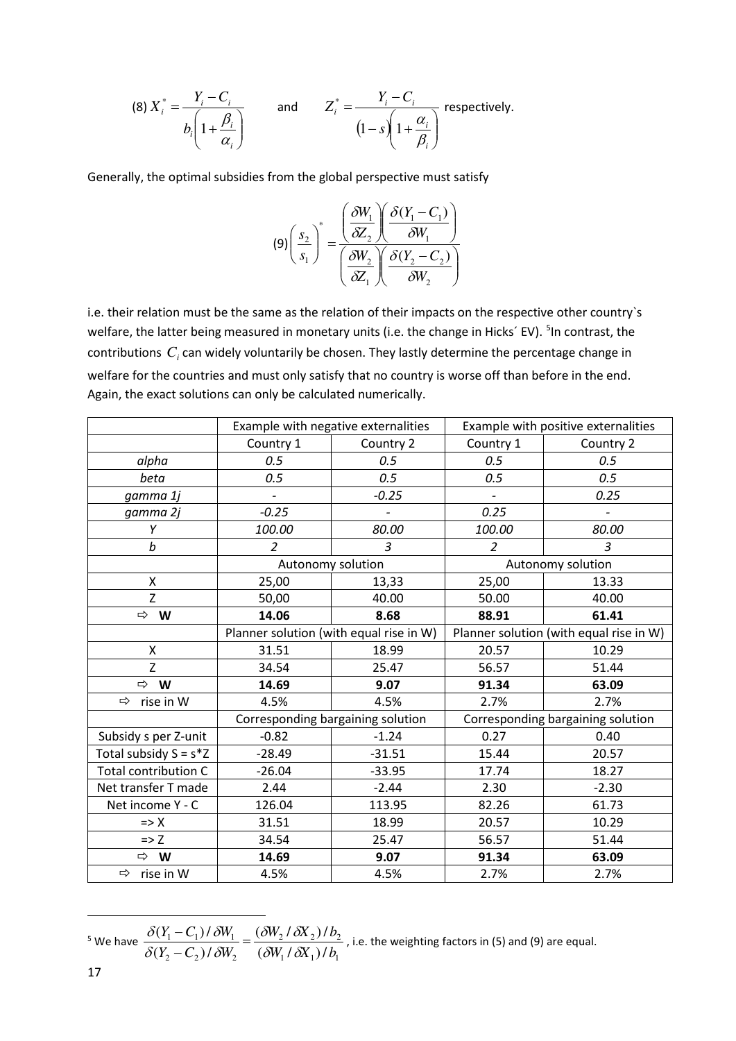$$(8)\; X_i^* = \frac{Y_i - C_i}{b_i\left(1+\dfrac{\beta_i}{\alpha_i}\right)} \qquad \text{and} \qquad Z_i^* = \frac{Y_i - C_i}{(1-s)\left(1+\dfrac{\alpha_i}{\beta_i}\right)} \text{ respectively.}$$

Generally, the optimal subsidies from the global perspective must satisfy

$$(9)\left(\frac{s_2}{s_1}\right)^* = \frac{\left(\dfrac{\delta W_1}{\delta Z_2}\right)\left(\dfrac{\delta(Y_1 - C_1)}{\delta W_1}\right)}{\left(\dfrac{\delta W_2}{\delta Z_1}\right)\left(\dfrac{\delta(Y_2 - C_2)}{\delta W_2}\right)}$$

i.e. their relation must be the same as the relation of their impacts on the respective other country`s welfare, the latter being measured in monetary units (i.e. the change in Hicks´ EV). [5]In contrast, the contributions $C_i$ can widely voluntarily be chosen. They lastly determine the percentage change in welfare for the countries and must only satisfy that no country is worse off than before in the end. Again, the exact solutions can only be calculated numerically.

| | Example with negative externalities | | Example with positive externalities | |
|---|---|---|---|---|
| | Country 1 | Country 2 | Country 1 | Country 2 |
| *alpha* | *0.5* | *0.5* | *0.5* | *0.5* |
| *beta* | *0.5* | *0.5* | *0.5* | *0.5* |
| *gamma 1j* | *-* | *-0.25* | *-* | *0.25* |
| *gamma 2j* | *-0.25* | *-* | *0.25* | *-* |
| *Y* | *100.00* | *80.00* | *100.00* | *80.00* |
| *b* | *2* | *3* | *2* | *3* |
| | Autonomy solution | | Autonomy solution | |
| X | 25,00 | 13,33 | 25,00 | 13.33 |
| Z | 50,00 | 40.00 | 50.00 | 40.00 |
| ⇨ **W** | **14.06** | **8.68** | **88.91** | **61.41** |
| | Planner solution (with equal rise in W) | | Planner solution (with equal rise in W) | |
| X | 31.51 | 18.99 | 20.57 | 10.29 |
| Z | 34.54 | 25.47 | 56.57 | 51.44 |
| ⇨ **W** | **14.69** | **9.07** | **91.34** | **63.09** |
| ⇨ rise in W | 4.5% | 4.5% | 2.7% | 2.7% |
| | Corresponding bargaining solution | | Corresponding bargaining solution | |
| Subsidy s per Z-unit | -0.82 | -1.24 | 0.27 | 0.40 |
| Total subsidy S = s*Z | -28.49 | -31.51 | 15.44 | 20.57 |
| Total contribution C | -26.04 | -33.95 | 17.74 | 18.27 |
| Net transfer T made | 2.44 | -2.44 | 2.30 | -2.30 |
| Net income Y - C | 126.04 | 113.95 | 82.26 | 61.73 |
| => X | 31.51 | 18.99 | 20.57 | 10.29 |
| => Z | 34.54 | 25.47 | 56.57 | 51.44 |
| ⇨ **W** | **14.69** | **9.07** | **91.34** | **63.09** |
| ⇨ rise in W | 4.5% | 4.5% | 2.7% | 2.7% |

[5] We have $\dfrac{\delta(Y_1 - C_1)/\delta W_1}{\delta(Y_2 - C_2)/\delta W_2} = \dfrac{(\delta W_2/\delta X_2)/b_2}{(\delta W_1/\delta X_1)/b_1}$, i.e. the weighting factors in (5) and (9) are equal.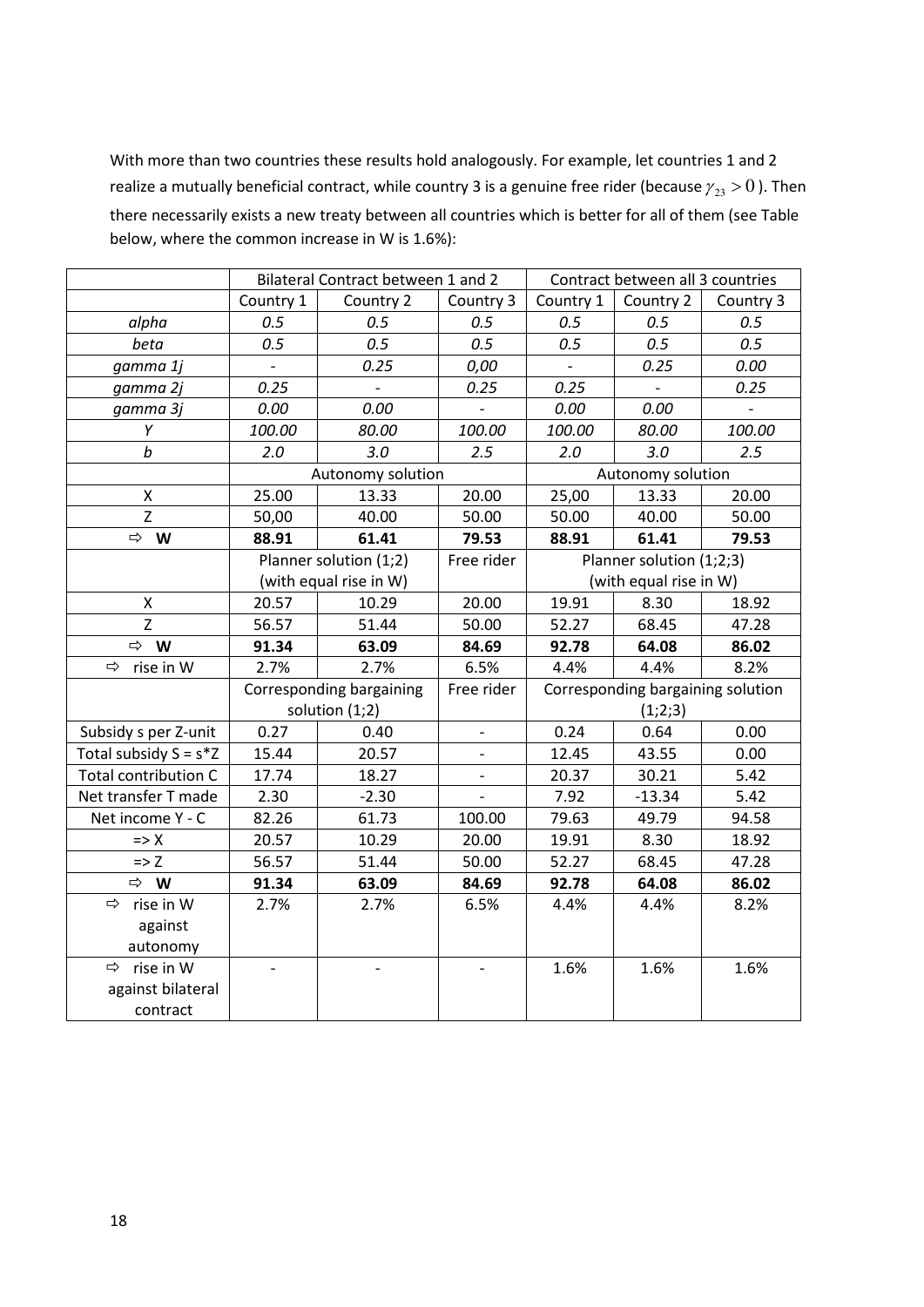With more than two countries these results hold analogously. For example, let countries 1 and 2 realize a mutually beneficial contract, while country 3 is a genuine free rider (because $\gamma_{23} > 0$). Then there necessarily exists a new treaty between all countries which is better for all of them (see Table below, where the common increase in W is 1.6%):

| | Bilateral Contract between 1 and 2 | | | Contract between all 3 countries | | |
|---|---|---|---|---|---|---|
| | Country 1 | Country 2 | Country 3 | Country 1 | Country 2 | Country 3 |
| *alpha* | *0.5* | *0.5* | *0.5* | *0.5* | *0.5* | *0.5* |
| *beta* | *0.5* | *0.5* | *0.5* | *0.5* | *0.5* | *0.5* |
| *gamma 1j* | *-* | *0.25* | *0,00* | *-* | *0.25* | *0.00* |
| *gamma 2j* | *0.25* | *-* | *0.25* | *0.25* | *-* | *0.25* |
| *gamma 3j* | *0.00* | *0.00* | *-* | *0.00* | *0.00* | *-* |
| *Y* | *100.00* | *80.00* | *100.00* | *100.00* | *80.00* | *100.00* |
| *b* | *2.0* | *3.0* | *2.5* | *2.0* | *3.0* | *2.5* |
| | Autonomy solution | | | Autonomy solution | | |
| X | 25.00 | 13.33 | 20.00 | 25,00 | 13.33 | 20.00 |
| Z | 50,00 | 40.00 | 50.00 | 50.00 | 40.00 | 50.00 |
| ⇨ **W** | **88.91** | **61.41** | **79.53** | **88.91** | **61.41** | **79.53** |
| | Planner solution (1;2) (with equal rise in W) | | Free rider | Planner solution (1;2;3) (with equal rise in W) | | |
| X | 20.57 | 10.29 | 20.00 | 19.91 | 8.30 | 18.92 |
| Z | 56.57 | 51.44 | 50.00 | 52.27 | 68.45 | 47.28 |
| ⇨ **W** | **91.34** | **63.09** | **84.69** | **92.78** | **64.08** | **86.02** |
| ⇨ rise in W | 2.7% | 2.7% | 6.5% | 4.4% | 4.4% | 8.2% |
| | Corresponding bargaining solution (1;2) | | Free rider | Corresponding bargaining solution (1;2;3) | | |
| Subsidy s per Z-unit | 0.27 | 0.40 | - | 0.24 | 0.64 | 0.00 |
| Total subsidy S = s*Z | 15.44 | 20.57 | - | 12.45 | 43.55 | 0.00 |
| Total contribution C | 17.74 | 18.27 | - | 20.37 | 30.21 | 5.42 |
| Net transfer T made | 2.30 | -2.30 | - | 7.92 | -13.34 | 5.42 |
| Net income Y - C | 82.26 | 61.73 | 100.00 | 79.63 | 49.79 | 94.58 |
| => X | 20.57 | 10.29 | 20.00 | 19.91 | 8.30 | 18.92 |
| => Z | 56.57 | 51.44 | 50.00 | 52.27 | 68.45 | 47.28 |
| ⇨ **W** | **91.34** | **63.09** | **84.69** | **92.78** | **64.08** | **86.02** |
| ⇨ rise in W against autonomy | 2.7% | 2.7% | 6.5% | 4.4% | 4.4% | 8.2% |
| ⇨ rise in W against bilateral contract | - | - | - | 1.6% | 1.6% | 1.6% |